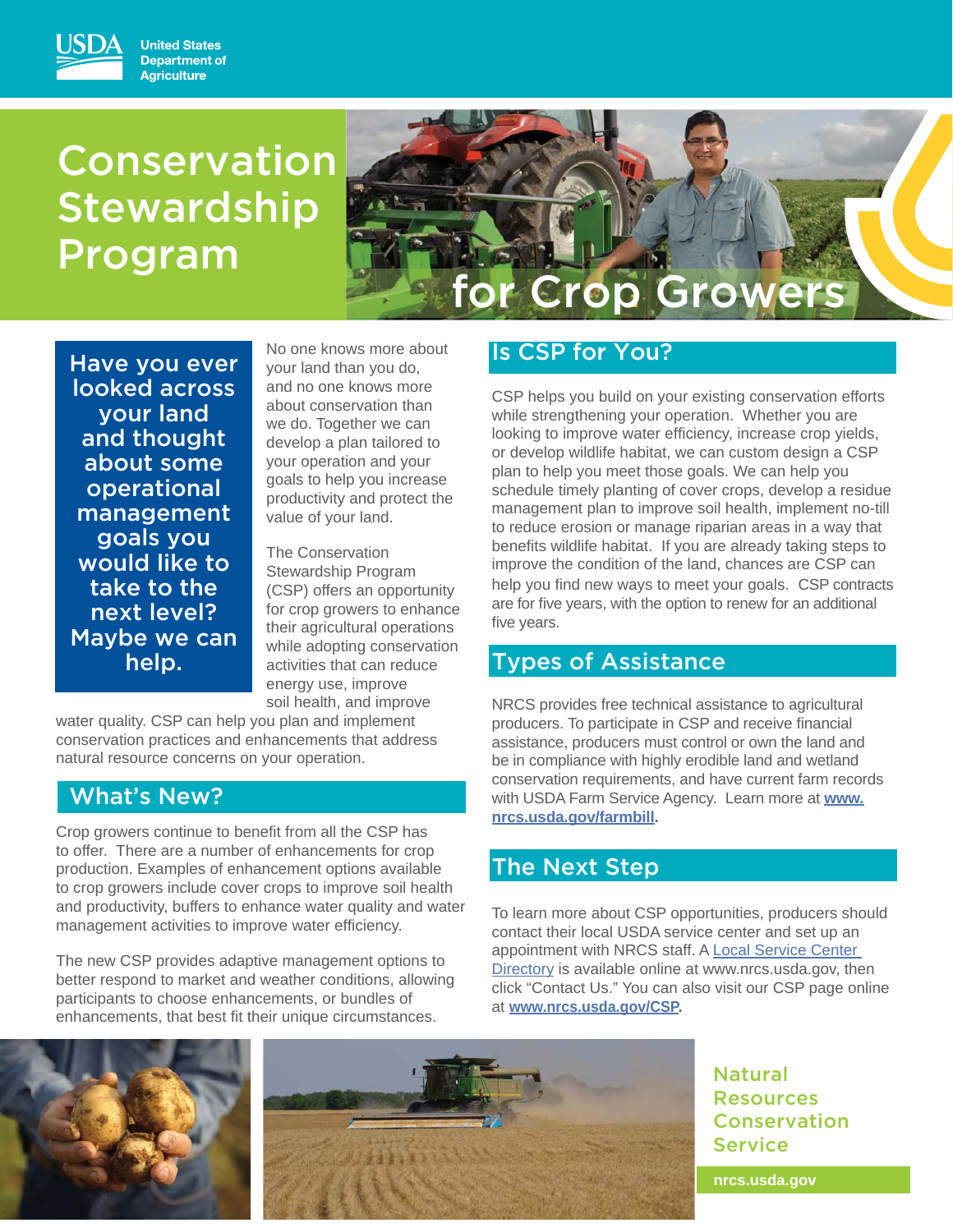United States Department of Agriculture

# Conservation Stewardship Program for Crop Growers

**Have you ever looked across your land and thought about some operational management goals you would like to take to the next level? Maybe we can help.**

No one knows more about your land than you do, and no one knows more about conservation than we do. Together we can develop a plan tailored to your operation and your goals to help you increase productivity and protect the value of your land.

The Conservation Stewardship Program (CSP) offers an opportunity for crop growers to enhance their agricultural operations while adopting conservation activities that can reduce energy use, improve soil health, and improve water quality. CSP can help you plan and implement conservation practices and enhancements that address natural resource concerns on your operation.

## What's New?

Crop growers continue to benefit from all the CSP has to offer. There are a number of enhancements for crop production. Examples of enhancement options available to crop growers include cover crops to improve soil health and productivity, buffers to enhance water quality and water management activities to improve water efficiency.

The new CSP provides adaptive management options to better respond to market and weather conditions, allowing participants to choose enhancements, or bundles of enhancements, that best fit their unique circumstances.

## Is CSP for You?

CSP helps you build on your existing conservation efforts while strengthening your operation. Whether you are looking to improve water efficiency, increase crop yields, or develop wildlife habitat, we can custom design a CSP plan to help you meet those goals. We can help you schedule timely planting of cover crops, develop a residue management plan to improve soil health, implement no-till to reduce erosion or manage riparian areas in a way that benefits wildlife habitat. If you are already taking steps to improve the condition of the land, chances are CSP can help you find new ways to meet your goals. CSP contracts are for five years, with the option to renew for an additional five years.

## Types of Assistance

NRCS provides free technical assistance to agricultural producers. To participate in CSP and receive financial assistance, producers must control or own the land and be in compliance with highly erodible land and wetland conservation requirements, and have current farm records with USDA Farm Service Agency. Learn more at **www.nrcs.usda.gov/farmbill**.

## The Next Step

To learn more about CSP opportunities, producers should contact their local USDA service center and set up an appointment with NRCS staff. A Local Service Center Directory is available online at www.nrcs.usda.gov, then click "Contact Us." You can also visit our CSP page online at **www.nrcs.usda.gov/CSP**.

Natural Resources Conservation Service

nrcs.usda.gov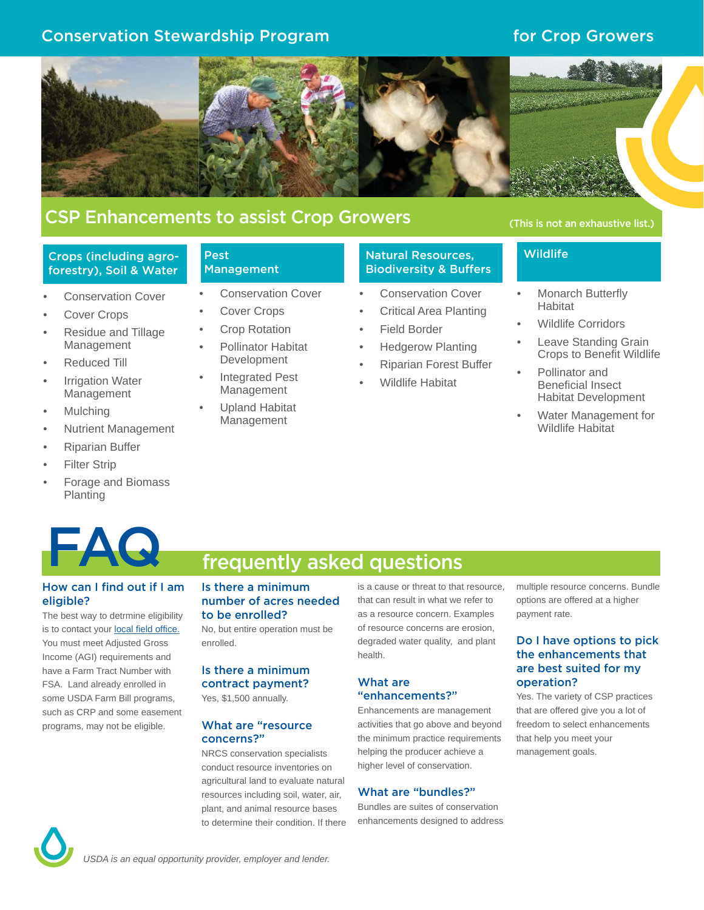# Conservation Stewardship Program for Crop Growers

## CSP Enhancements to assist Crop Growers

(This is not an exhaustive list.)

### Crops (including agro-forestry), Soil & Water

- Conservation Cover
- Cover Crops
- Residue and Tillage Management
- Reduced Till
- Irrigation Water Management
- Mulching
- Nutrient Management
- Riparian Buffer
- Filter Strip
- Forage and Biomass Planting

### Pest Management

- Conservation Cover
- Cover Crops
- Crop Rotation
- Pollinator Habitat Development
- Integrated Pest Management
- Upland Habitat Management

### Natural Resources, Biodiversity & Buffers

- Conservation Cover
- Critical Area Planting
- Field Border
- Hedgerow Planting
- Riparian Forest Buffer
- Wildlife Habitat

### Wildlife

- Monarch Butterfly Habitat
- Wildlife Corridors
- Leave Standing Grain Crops to Benefit Wildlife
- Pollinator and Beneficial Insect Habitat Development
- Water Management for Wildlife Habitat

## FAQ frequently asked questions

### How can I find out if I am eligible?

The best way to detrmine eligibility is to contact your local field office. You must meet Adjusted Gross Income (AGI) requirements and have a Farm Tract Number with FSA. Land already enrolled in some USDA Farm Bill programs, such as CRP and some easement programs, may not be eligible.

### Is there a minimum number of acres needed to be enrolled?

No, but entire operation must be enrolled.

### Is there a minimum contract payment?

Yes, $1,500 annually.

### What are "resource concerns?"

NRCS conservation specialists conduct resource inventories on agricultural land to evaluate natural resources including soil, water, air, plant, and animal resource bases to determine their condition. If there is a cause or threat to that resource, that can result in what we refer to as a resource concern. Examples of resource concerns are erosion, degraded water quality, and plant health.

### What are "enhancements?"

Enhancements are management activities that go above and beyond the minimum practice requirements helping the producer achieve a higher level of conservation.

### What are "bundles?"

Bundles are suites of conservation enhancements designed to address multiple resource concerns. Bundle options are offered at a higher payment rate.

### Do I have options to pick the enhancements that are best suited for my operation?

Yes. The variety of CSP practices that are offered give you a lot of freedom to select enhancements that help you meet your management goals.

*USDA is an equal opportunity provider, employer and lender.*